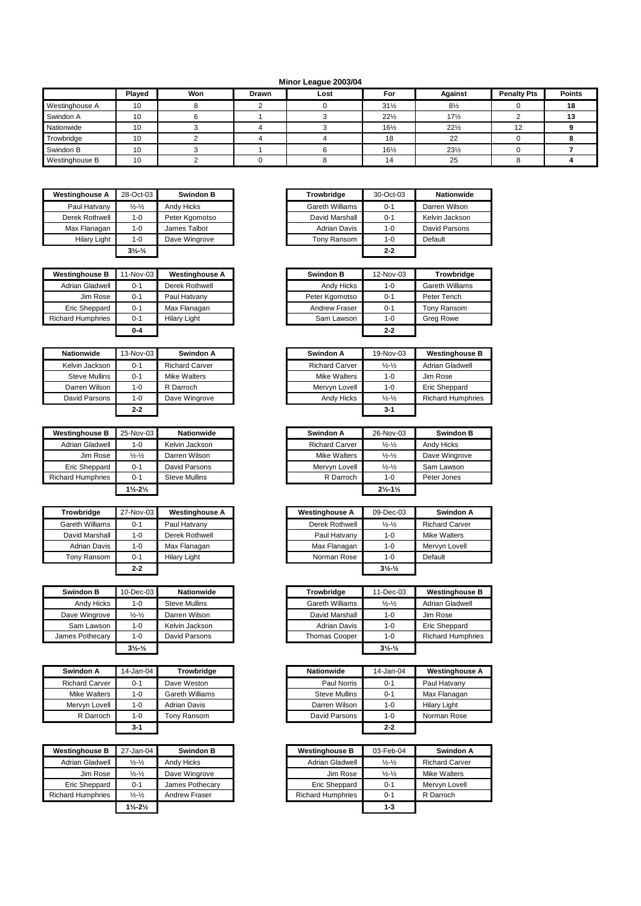## Minor League 2003/04

| | Played | Won | Drawn | Lost | For | Against | Penalty Pts | Points |
|---|---|---|---|---|---|---|---|---|
| Westinghouse A | 10 | 8 | 2 | 0 | 31½ | 8½ | 0 | 18 |
| Swindon A | 10 | 6 | 1 | 3 | 22½ | 17½ | 2 | 13 |
| Nationwide | 10 | 3 | 4 | 3 | 16½ | 22½ | 12 | 9 |
| Trowbridge | 10 | 2 | 4 | 4 | 18 | 22 | 0 | 8 |
| Swindon B | 10 | 3 | 1 | 6 | 16½ | 23½ | 0 | 7 |
| Westinghouse B | 10 | 2 | 0 | 8 | 14 | 25 | 8 | 4 |

| Westinghouse A | 28-Oct-03 | Swindon B |
|---|---|---|
| Paul Hatvany | ½-½ | Andy Hicks |
| Derek Rothwell | 1-0 | Peter Kgomotso |
| Max Flanagan | 1-0 | James Talbot |
| Hilary Light | 1-0 | Dave Wingrove |
| | 3½-½ | |

| Trowbridge | 30-Oct-03 | Nationwide |
|---|---|---|
| Gareth Williams | 0-1 | Darren Wilson |
| David Marshall | 0-1 | Kelvin Jackson |
| Adrian Davis | 1-0 | David Parsons |
| Tony Ransom | 1-0 | Default |
| | 2-2 | |

| Westinghouse B | 11-Nov-03 | Westinghouse A |
|---|---|---|
| Adrian Gladwell | 0-1 | Derek Rothwell |
| Jim Rose | 0-1 | Paul Hatvany |
| Eric Sheppard | 0-1 | Max Flanagan |
| Richard Humphries | 0-1 | Hilary Light |
| | 0-4 | |

| Swindon B | 12-Nov-03 | Trowbridge |
|---|---|---|
| Andy Hicks | 1-0 | Gareth Williams |
| Peter Kgomotso | 0-1 | Peter Tench |
| Andrew Fraser | 0-1 | Tony Ransom |
| Sam Lawson | 1-0 | Greg Rowe |
| | 2-2 | |

| Nationwide | 13-Nov-03 | Swindon A |
|---|---|---|
| Kelvin Jackson | 0-1 | Richard Carver |
| Steve Mullins | 0-1 | Mike Walters |
| Darren Wilson | 1-0 | R Darroch |
| David Parsons | 1-0 | Dave Wingrove |
| | 2-2 | |

| Swindon A | 19-Nov-03 | Westinghouse B |
|---|---|---|
| Richard Carver | ½-½ | Adrian Gladwell |
| Mike Walters | 1-0 | Jim Rose |
| Mervyn Lovell | 1-0 | Eric Sheppard |
| Andy Hicks | ½-½ | Richard Humphries |
| | 3-1 | |

| Westinghouse B | 25-Nov-03 | Nationwide |
|---|---|---|
| Adrian Gladwell | 1-0 | Kelvin Jackson |
| Jim Rose | ½-½ | Darren Wilson |
| Eric Sheppard | 0-1 | David Parsons |
| Richard Humphries | 0-1 | Steve Mullins |
| | 1½-2½ | |

| Swindon A | 26-Nov-03 | Swindon B |
|---|---|---|
| Richard Carver | ½-½ | Andy Hicks |
| Mike Walters | ½-½ | Dave Wingrove |
| Mervyn Lovell | ½-½ | Sam Lawson |
| R Darroch | 1-0 | Peter Jones |
| | 2½-1½ | |

| Trowbridge | 27-Nov-03 | Westinghouse A |
|---|---|---|
| Gareth Williams | 0-1 | Paul Hatvany |
| David Marshall | 1-0 | Derek Rothwell |
| Adrian Davis | 1-0 | Max Flanagan |
| Tony Ransom | 0-1 | Hilary Light |
| | 2-2 | |

| Westinghouse A | 09-Dec-03 | Swindon A |
|---|---|---|
| Derek Rothwell | ½-½ | Richard Carver |
| Paul Hatvany | 1-0 | Mike Walters |
| Max Flanagan | 1-0 | Mervyn Lovell |
| Norman Rose | 1-0 | Default |
| | 3½-½ | |

| Swindon B | 10-Dec-03 | Nationwide |
|---|---|---|
| Andy Hicks | 1-0 | Steve Mullins |
| Dave Wingrove | ½-½ | Darren Wilson |
| Sam Lawson | 1-0 | Kelvin Jackson |
| James Pothecary | 1-0 | David Parsons |
| | 3½-½ | |

| Trowbridge | 11-Dec-03 | Westinghouse B |
|---|---|---|
| Gareth Williams | ½-½ | Adrian Gladwell |
| David Marshall | 1-0 | Jim Rose |
| Adrian Davis | 1-0 | Eric Sheppard |
| Thomas Cooper | 1-0 | Richard Humphries |
| | 3½-½ | |

| Swindon A | 14-Jan-04 | Trowbridge |
|---|---|---|
| Richard Carver | 0-1 | Dave Weston |
| Mike Walters | 1-0 | Gareth Williams |
| Mervyn Lovell | 1-0 | Adrian Davis |
| R Darroch | 1-0 | Tony Ransom |
| | 3-1 | |

| Nationwide | 14-Jan-04 | Westinghouse A |
|---|---|---|
| Paul Norris | 0-1 | Paul Hatvany |
| Steve Mullins | 0-1 | Max Flanagan |
| Darren Wilson | 1-0 | Hilary Light |
| David Parsons | 1-0 | Norman Rose |
| | 2-2 | |

| Westinghouse B | 27-Jan-04 | Swindon B |
|---|---|---|
| Adrian Gladwell | ½-½ | Andy Hicks |
| Jim Rose | ½-½ | Dave Wingrove |
| Eric Sheppard | 0-1 | James Pothecary |
| Richard Humphries | ½-½ | Andrew Fraser |
| | 1½-2½ | |

| Westinghouse B | 03-Feb-04 | Swindon A |
|---|---|---|
| Adrian Gladwell | ½-½ | Richard Carver |
| Jim Rose | ½-½ | Mike Walters |
| Eric Sheppard | 0-1 | Mervyn Lovell |
| Richard Humphries | 0-1 | R Darroch |
| | 1-3 | |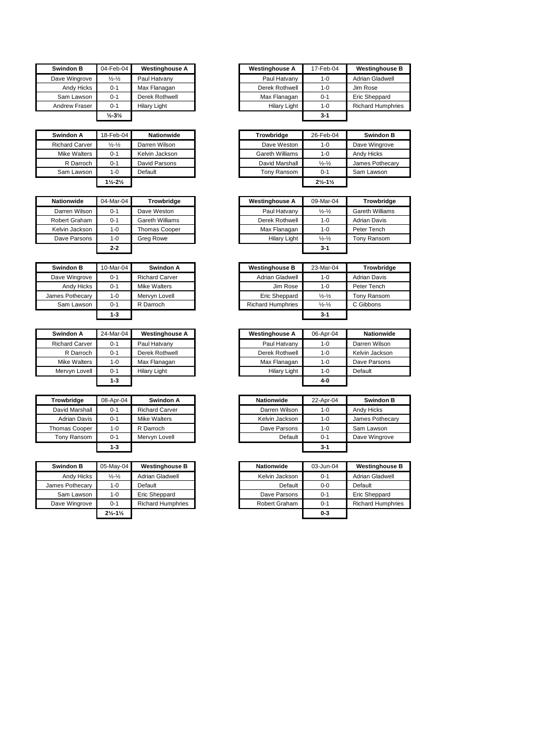| Swindon B | 04-Feb-04 | Westinghouse A |
|---|---|---|
| Dave Wingrove | ½-½ | Paul Hatvany |
| Andy Hicks | 0-1 | Max Flanagan |
| Sam Lawson | 0-1 | Derek Rothwell |
| Andrew Fraser | 0-1 | Hilary Light |
| | **½-3½** | |

| Westinghouse A | 17-Feb-04 | Westinghouse B |
|---|---|---|
| Paul Hatvany | 1-0 | Adrian Gladwell |
| Derek Rothwell | 1-0 | Jim Rose |
| Max Flanagan | 0-1 | Eric Sheppard |
| Hilary Light | 1-0 | Richard Humphries |
| | **3-1** | |

| Swindon A | 18-Feb-04 | Nationwide |
|---|---|---|
| Richard Carver | ½-½ | Darren Wilson |
| Mike Walters | 0-1 | Kelvin Jackson |
| R Darroch | 0-1 | David Parsons |
| Sam Lawson | 1-0 | Default |
| | **1½-2½** | |

| Trowbridge | 26-Feb-04 | Swindon B |
|---|---|---|
| Dave Weston | 1-0 | Dave Wingrove |
| Gareth Williams | 1-0 | Andy Hicks |
| David Marshall | ½-½ | James Pothecary |
| Tony Ransom | 0-1 | Sam Lawson |
| | **2½-1½** | |

| Nationwide | 04-Mar-04 | Trowbridge |
|---|---|---|
| Darren Wilson | 0-1 | Dave Weston |
| Robert Graham | 0-1 | Gareth Williams |
| Kelvin Jackson | 1-0 | Thomas Cooper |
| Dave Parsons | 1-0 | Greg Rowe |
| | **2-2** | |

| Westinghouse A | 09-Mar-04 | Trowbridge |
|---|---|---|
| Paul Hatvany | ½-½ | Gareth Williams |
| Derek Rothwell | 1-0 | Adrian Davis |
| Max Flanagan | 1-0 | Peter Tench |
| Hilary Light | ½-½ | Tony Ransom |
| | **3-1** | |

| Swindon B | 10-Mar-04 | Swindon A |
|---|---|---|
| Dave Wingrove | 0-1 | Richard Carver |
| Andy Hicks | 0-1 | Mike Walters |
| James Pothecary | 1-0 | Mervyn Lovell |
| Sam Lawson | 0-1 | R Darroch |
| | **1-3** | |

| Westinghouse B | 23-Mar-04 | Trowbridge |
|---|---|---|
| Adrian Gladwell | 1-0 | Adrian Davis |
| Jim Rose | 1-0 | Peter Tench |
| Eric Sheppard | ½-½ | Tony Ransom |
| Richard Humphries | ½-½ | C Gibbons |
| | **3-1** | |

| Swindon A | 24-Mar-04 | Westinghouse A |
|---|---|---|
| Richard Carver | 0-1 | Paul Hatvany |
| R Darroch | 0-1 | Derek Rothwell |
| Mike Walters | 1-0 | Max Flanagan |
| Mervyn Lovell | 0-1 | Hilary Light |
| | **1-3** | |

| Westinghouse A | 06-Apr-04 | Nationwide |
|---|---|---|
| Paul Hatvany | 1-0 | Darren Wilson |
| Derek Rothwell | 1-0 | Kelvin Jackson |
| Max Flanagan | 1-0 | Dave Parsons |
| Hilary Light | 1-0 | Default |
| | **4-0** | |

| Trowbridge | 08-Apr-04 | Swindon A |
|---|---|---|
| David Marshall | 0-1 | Richard Carver |
| Adrian Davis | 0-1 | Mike Walters |
| Thomas Cooper | 1-0 | R Darroch |
| Tony Ransom | 0-1 | Mervyn Lovell |
| | **1-3** | |

| Nationwide | 22-Apr-04 | Swindon B |
|---|---|---|
| Darren Wilson | 1-0 | Andy Hicks |
| Kelvin Jackson | 1-0 | James Pothecary |
| Dave Parsons | 1-0 | Sam Lawson |
| Default | 0-1 | Dave Wingrove |
| | **3-1** | |

| Swindon B | 05-May-04 | Westinghouse B |
|---|---|---|
| Andy Hicks | ½-½ | Adrian Gladwell |
| James Pothecary | 1-0 | Default |
| Sam Lawson | 1-0 | Eric Sheppard |
| Dave Wingrove | 0-1 | Richard Humphries |
| | **2½-1½** | |

| Nationwide | 03-Jun-04 | Westinghouse B |
|---|---|---|
| Kelvin Jackson | 0-1 | Adrian Gladwell |
| Default | 0-0 | Default |
| Dave Parsons | 0-1 | Eric Sheppard |
| Robert Graham | 0-1 | Richard Humphries |
| | **0-3** | |